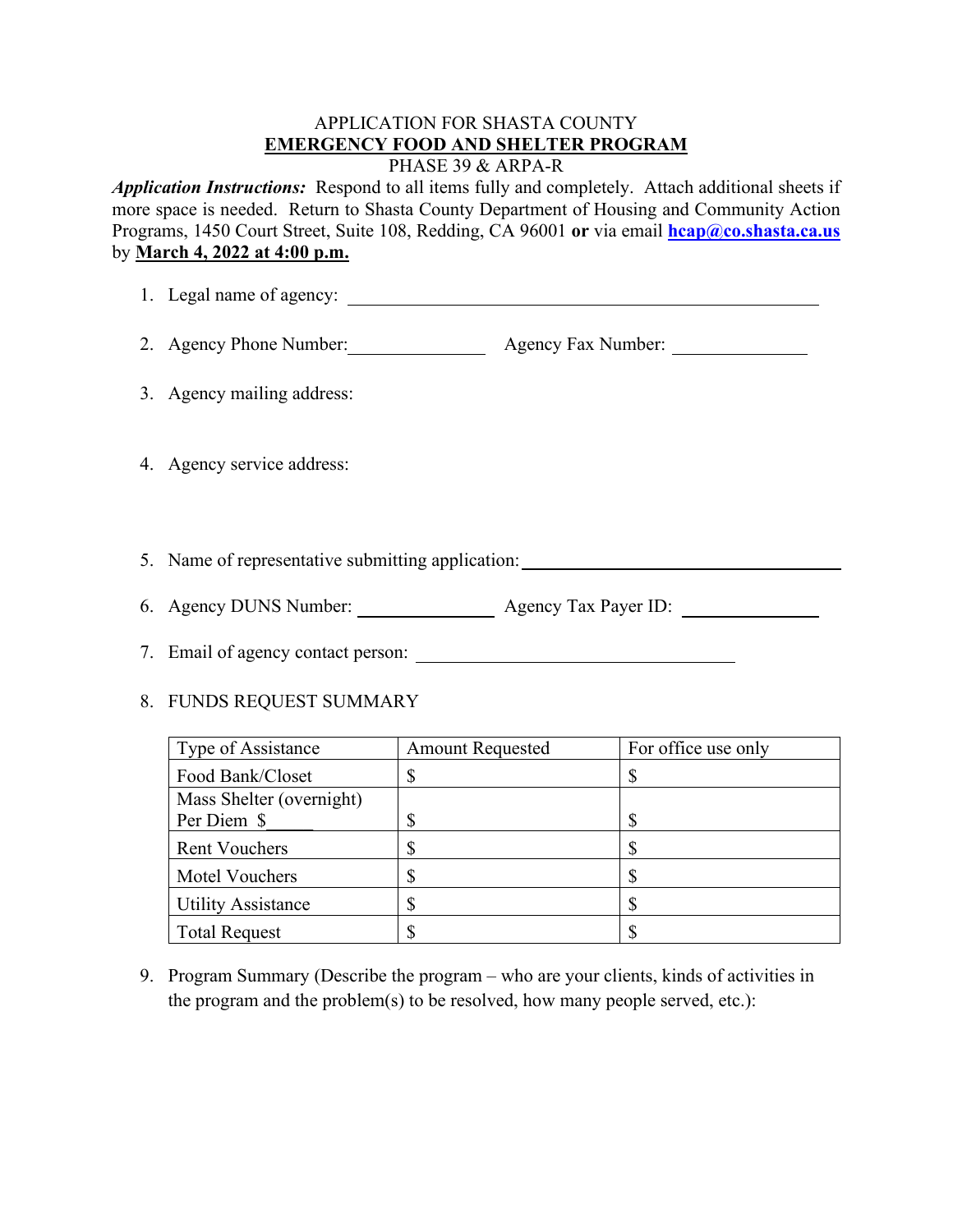APPLICATION FOR SHASTA COUNTY

**EMERGENCY FOOD AND SHELTER PROGRAM**

PHASE 39 & ARPA-R

***Application Instructions:*** Respond to all items fully and completely. Attach additional sheets if more space is needed. Return to Shasta County Department of Housing and Community Action Programs, 1450 Court Street, Suite 108, Redding, CA 96001 **or** via email **hcap@co.shasta.ca.us** by **March 4, 2022 at 4:00 p.m.**

1. Legal name of agency: ______________________________

2. Agency Phone Number: ______________ Agency Fax Number: ______________

3. Agency mailing address:

4. Agency service address:

5. Name of representative submitting application: ______________________________

6. Agency DUNS Number: ______________ Agency Tax Payer ID: ______________

7. Email of agency contact person: ______________________________

8. FUNDS REQUEST SUMMARY

| Type of Assistance | Amount Requested | For office use only |
|---|---|---|
| Food Bank/Closet | $ | $ |
| Mass Shelter (overnight) Per Diem $_____ | $ | $ |
| Rent Vouchers | $ | $ |
| Motel Vouchers | $ | $ |
| Utility Assistance | $ | $ |
| Total Request | $ | $ |

9. Program Summary (Describe the program – who are your clients, kinds of activities in the program and the problem(s) to be resolved, how many people served, etc.):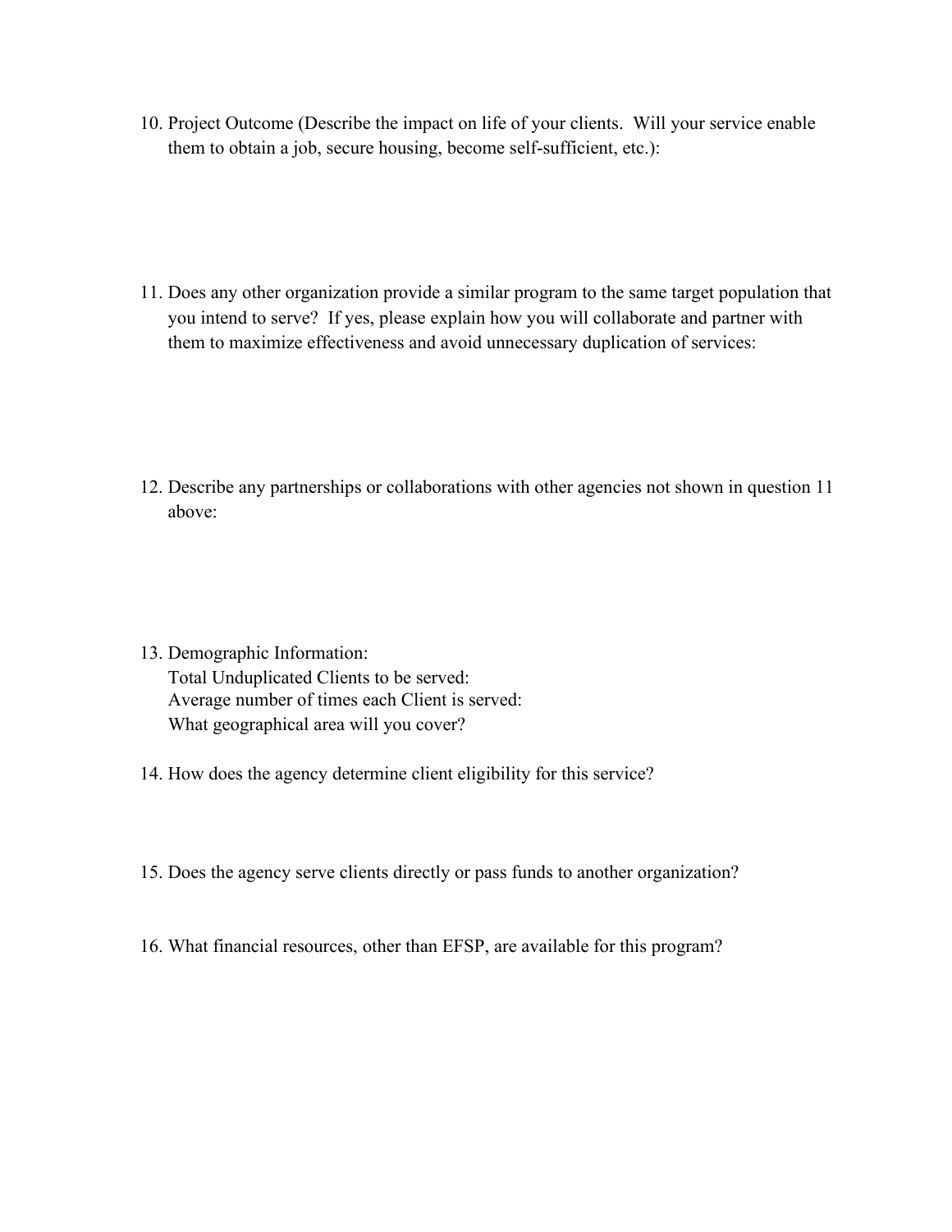10. Project Outcome (Describe the impact on life of your clients. Will your service enable them to obtain a job, secure housing, become self-sufficient, etc.):

11. Does any other organization provide a similar program to the same target population that you intend to serve? If yes, please explain how you will collaborate and partner with them to maximize effectiveness and avoid unnecessary duplication of services:

12. Describe any partnerships or collaborations with other agencies not shown in question 11 above:

13. Demographic Information:
    Total Unduplicated Clients to be served:
    Average number of times each Client is served:
    What geographical area will you cover?

14. How does the agency determine client eligibility for this service?

15. Does the agency serve clients directly or pass funds to another organization?

16. What financial resources, other than EFSP, are available for this program?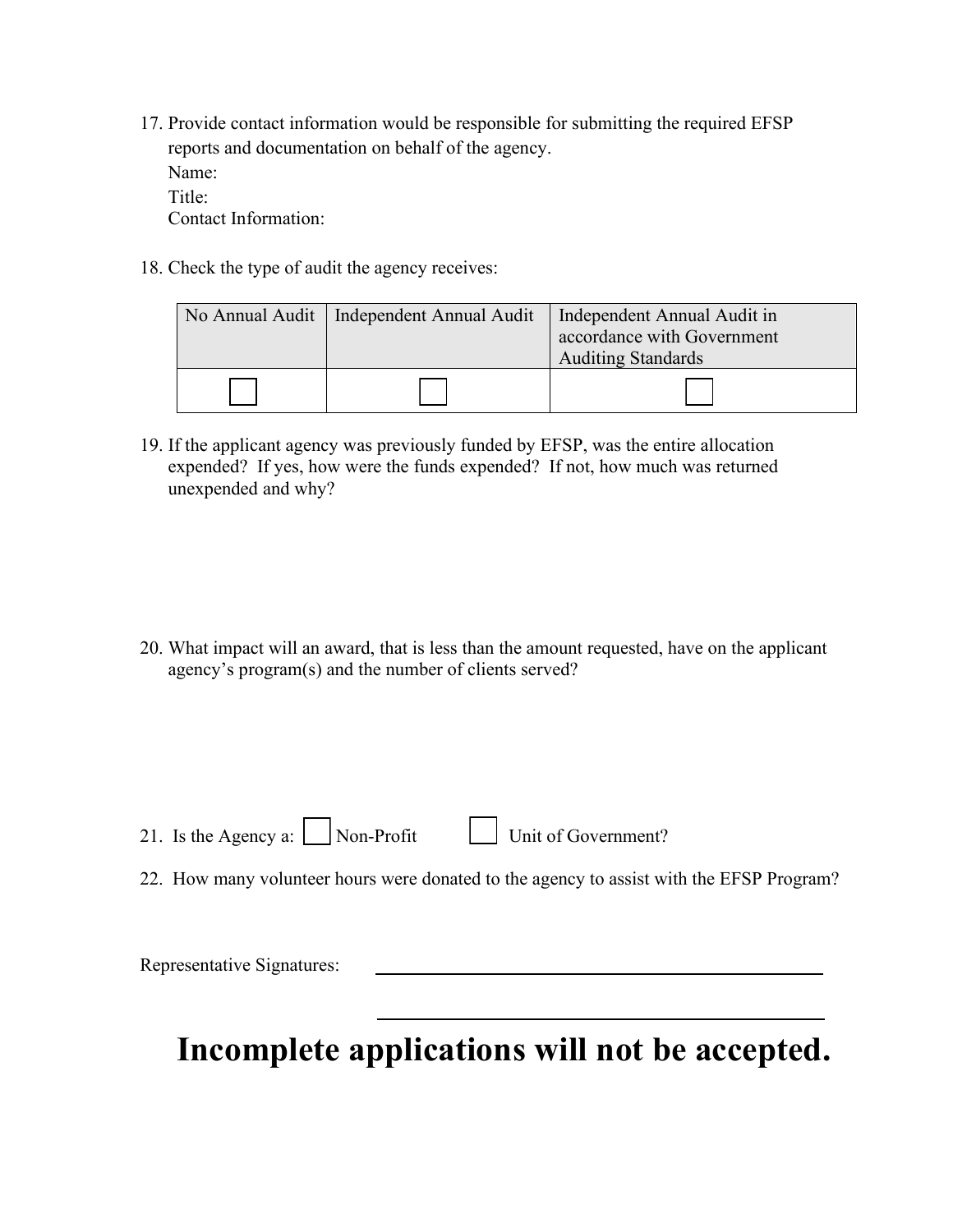17. Provide contact information would be responsible for submitting the required EFSP reports and documentation on behalf of the agency.
    Name:
    Title:
    Contact Information:

18. Check the type of audit the agency receives:

| No Annual Audit | Independent Annual Audit | Independent Annual Audit in accordance with Government Auditing Standards |
|---|---|---|
| ☐ | ☐ | ☐ |

19. If the applicant agency was previously funded by EFSP, was the entire allocation expended? If yes, how were the funds expended? If not, how much was returned unexpended and why?

20. What impact will an award, that is less than the amount requested, have on the applicant agency's program(s) and the number of clients served?

21. Is the Agency a: ☐ Non-Profit ☐ Unit of Government?

22. How many volunteer hours were donated to the agency to assist with the EFSP Program?

Representative Signatures: ______________________________

______________________________

# Incomplete applications will not be accepted.